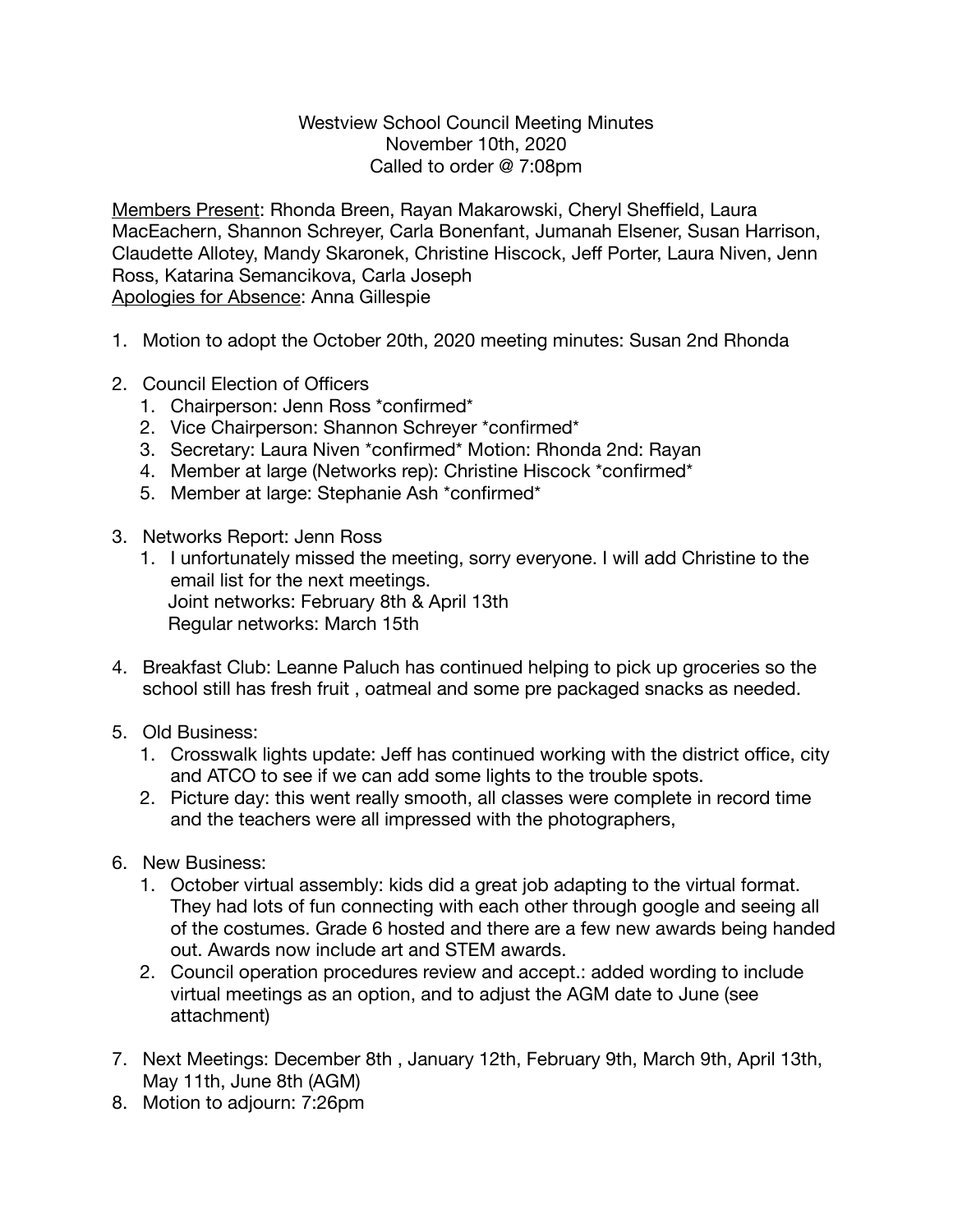Westview School Council Meeting Minutes
November 10th, 2020
Called to order @ 7:08pm

Members Present: Rhonda Breen, Rayan Makarowski, Cheryl Sheffield, Laura MacEachern, Shannon Schreyer, Carla Bonenfant, Jumanah Elsener, Susan Harrison, Claudette Allotey, Mandy Skaronek, Christine Hiscock, Jeff Porter, Laura Niven, Jenn Ross, Katarina Semancikova, Carla Joseph
Apologies for Absence: Anna Gillespie

1. Motion to adopt the October 20th, 2020 meeting minutes: Susan 2nd Rhonda

2. Council Election of Officers
   1. Chairperson: Jenn Ross *confirmed*
   2. Vice Chairperson: Shannon Schreyer *confirmed*
   3. Secretary: Laura Niven *confirmed* Motion: Rhonda 2nd: Rayan
   4. Member at large (Networks rep): Christine Hiscock *confirmed*
   5. Member at large: Stephanie Ash *confirmed*

3. Networks Report: Jenn Ross
   1. I unfortunately missed the meeting, sorry everyone. I will add Christine to the email list for the next meetings.
      Joint networks: February 8th & April 13th
      Regular networks: March 15th

4. Breakfast Club: Leanne Paluch has continued helping to pick up groceries so the school still has fresh fruit , oatmeal and some pre packaged snacks as needed.

5. Old Business:
   1. Crosswalk lights update: Jeff has continued working with the district office, city and ATCO to see if we can add some lights to the trouble spots.
   2. Picture day: this went really smooth, all classes were complete in record time and the teachers were all impressed with the photographers,

6. New Business:
   1. October virtual assembly: kids did a great job adapting to the virtual format. They had lots of fun connecting with each other through google and seeing all of the costumes. Grade 6 hosted and there are a few new awards being handed out. Awards now include art and STEM awards.
   2. Council operation procedures review and accept.: added wording to include virtual meetings as an option, and to adjust the AGM date to June (see attachment)

7. Next Meetings: December 8th , January 12th, February 9th, March 9th, April 13th, May 11th, June 8th (AGM)
8. Motion to adjourn: 7:26pm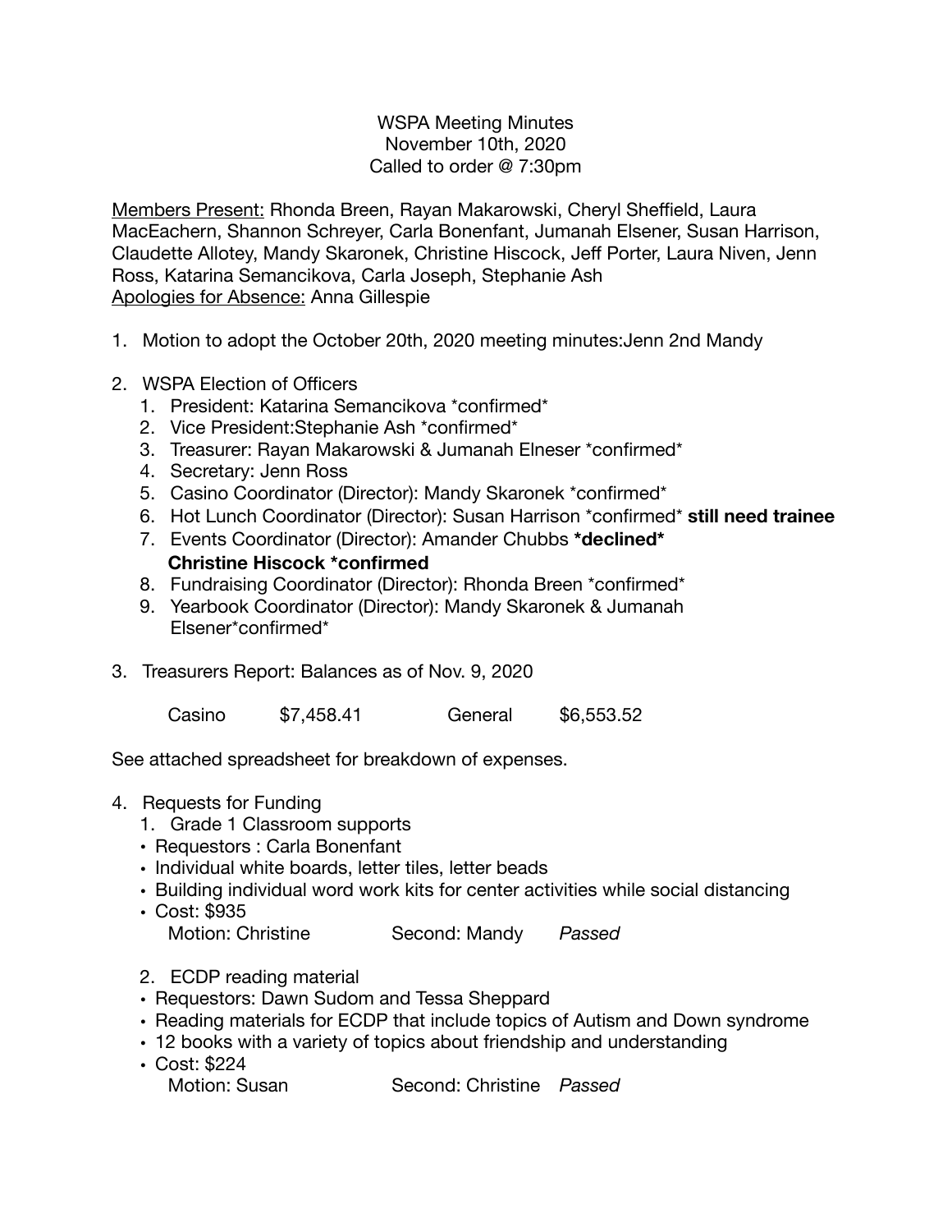WSPA Meeting Minutes
November 10th, 2020
Called to order @ 7:30pm

<u>Members Present:</u> Rhonda Breen, Rayan Makarowski, Cheryl Sheffield, Laura MacEachern, Shannon Schreyer, Carla Bonenfant, Jumanah Elsener, Susan Harrison, Claudette Allotey, Mandy Skaronek, Christine Hiscock, Jeff Porter, Laura Niven, Jenn Ross, Katarina Semancikova, Carla Joseph, Stephanie Ash
<u>Apologies for Absence:</u> Anna Gillespie

1. Motion to adopt the October 20th, 2020 meeting minutes:Jenn 2nd Mandy

2. WSPA Election of Officers
   1. President: Katarina Semancikova *confirmed*
   2. Vice President:Stephanie Ash *confirmed*
   3. Treasurer: Rayan Makarowski & Jumanah Elneser *confirmed*
   4. Secretary: Jenn Ross
   5. Casino Coordinator (Director): Mandy Skaronek *confirmed*
   6. Hot Lunch Coordinator (Director): Susan Harrison *confirmed* **still need trainee**
   7. Events Coordinator (Director): Amander Chubbs ***declined***
      **Christine Hiscock *confirmed**
   8. Fundraising Coordinator (Director): Rhonda Breen *confirmed*
   9. Yearbook Coordinator (Director): Mandy Skaronek & Jumanah Elsener*confirmed*

3. Treasurers Report: Balances as of Nov. 9, 2020

   Casino $7,458.41 General $6,553.52

See attached spreadsheet for breakdown of expenses.

4. Requests for Funding
   1. Grade 1 Classroom supports
   - Requestors : Carla Bonenfant
   - Individual white boards, letter tiles, letter beads
   - Building individual word work kits for center activities while social distancing
   - Cost: $935
     Motion: Christine Second: Mandy *Passed*

   2. ECDP reading material
   - Requestors: Dawn Sudom and Tessa Sheppard
   - Reading materials for ECDP that include topics of Autism and Down syndrome
   - 12 books with a variety of topics about friendship and understanding
   - Cost: $224
     Motion: Susan Second: Christine *Passed*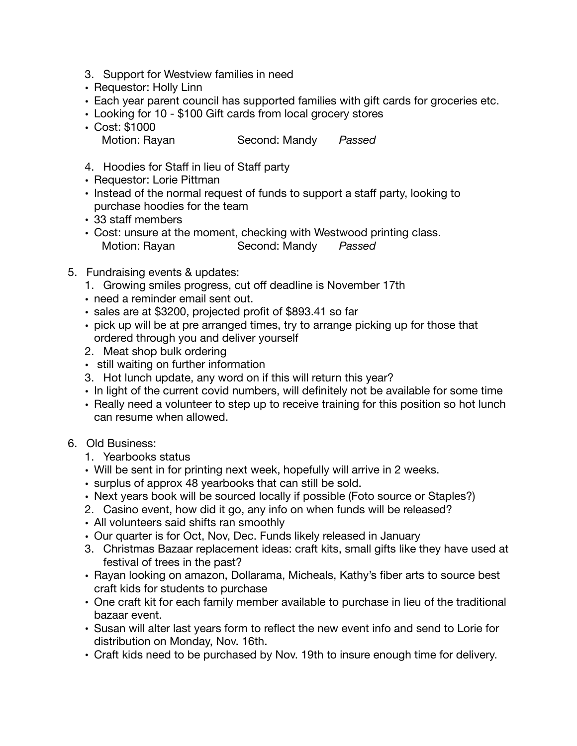3. Support for Westview families in need

- Requestor: Holly Linn
- Each year parent council has supported families with gift cards for groceries etc.
- Looking for 10 - $100 Gift cards from local grocery stores
- Cost: $1000

   Motion: Rayan Second: Mandy *Passed*

4. Hoodies for Staff in lieu of Staff party

- Requestor: Lorie Pittman
- Instead of the normal request of funds to support a staff party, looking to purchase hoodies for the team
- 33 staff members
- Cost: unsure at the moment, checking with Westwood printing class.

   Motion: Rayan Second: Mandy *Passed*

5. Fundraising events & updates:
   1. Growing smiles progress, cut off deadline is November 17th
   - need a reminder email sent out.
   - sales are at $3200, projected profit of $893.41 so far
   - pick up will be at pre arranged times, try to arrange picking up for those that ordered through you and deliver yourself
   2. Meat shop bulk ordering
   - still waiting on further information
   3. Hot lunch update, any word on if this will return this year?
   - In light of the current covid numbers, will definitely not be available for some time
   - Really need a volunteer to step up to receive training for this position so hot lunch can resume when allowed.

6. Old Business:
   1. Yearbooks status
   - Will be sent in for printing next week, hopefully will arrive in 2 weeks.
   - surplus of approx 48 yearbooks that can still be sold.
   - Next years book will be sourced locally if possible (Foto source or Staples?)
   2. Casino event, how did it go, any info on when funds will be released?
   - All volunteers said shifts ran smoothly
   - Our quarter is for Oct, Nov, Dec. Funds likely released in January
   3. Christmas Bazaar replacement ideas: craft kits, small gifts like they have used at festival of trees in the past?
   - Rayan looking on amazon, Dollarama, Micheals, Kathy's fiber arts to source best craft kids for students to purchase
   - One craft kit for each family member available to purchase in lieu of the traditional bazaar event.
   - Susan will alter last years form to reflect the new event info and send to Lorie for distribution on Monday, Nov. 16th.
   - Craft kids need to be purchased by Nov. 19th to insure enough time for delivery.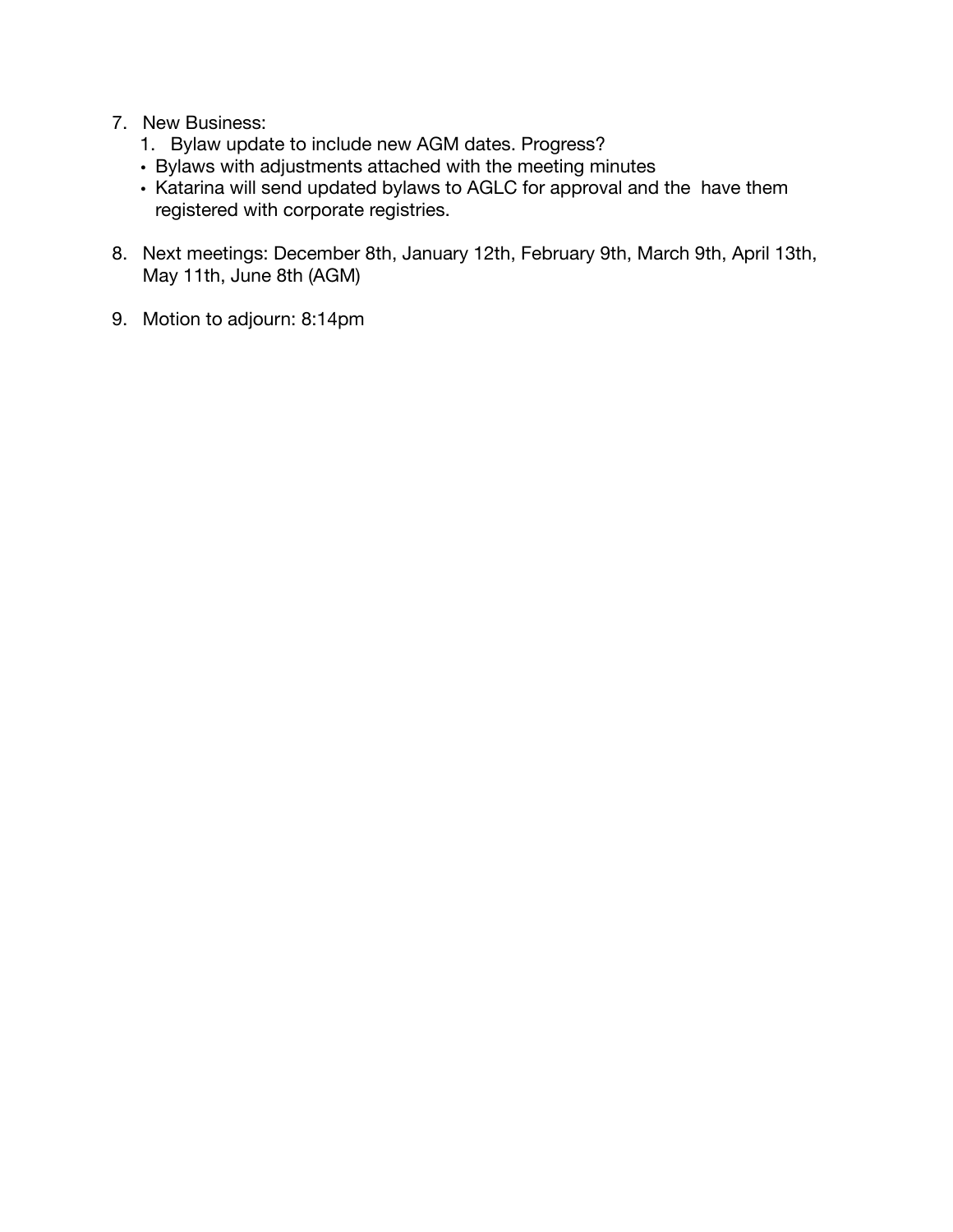7. New Business:
    1. Bylaw update to include new AGM dates. Progress?
    - Bylaws with adjustments attached with the meeting minutes
    - Katarina will send updated bylaws to AGLC for approval and the  have them registered with corporate registries.

8. Next meetings: December 8th, January 12th, February 9th, March 9th, April 13th, May 11th, June 8th (AGM)

9. Motion to adjourn: 8:14pm